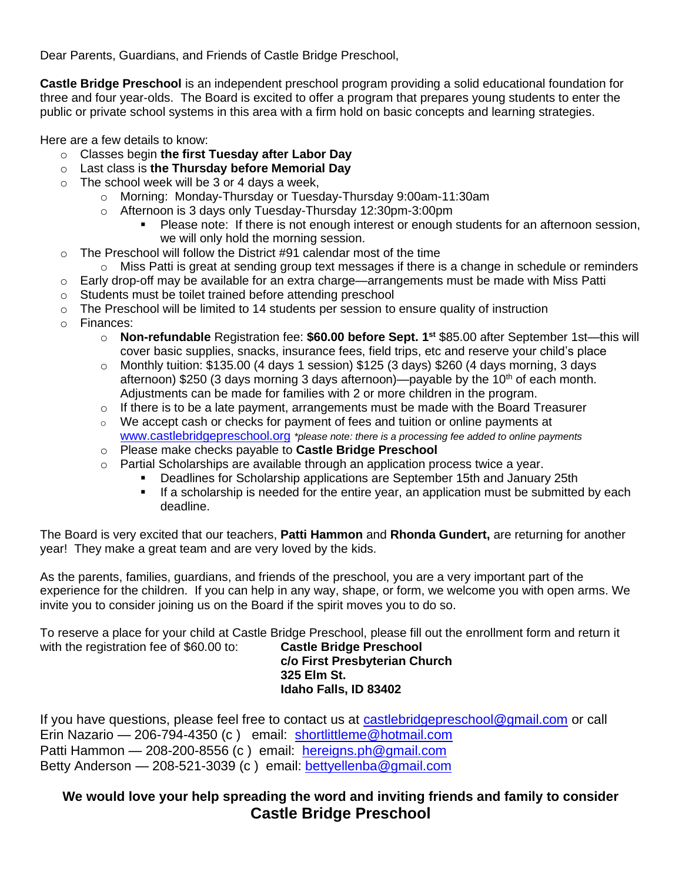Dear Parents, Guardians, and Friends of Castle Bridge Preschool,

**Castle Bridge Preschool** is an independent preschool program providing a solid educational foundation for three and four year-olds. The Board is excited to offer a program that prepares young students to enter the public or private school systems in this area with a firm hold on basic concepts and learning strategies.

Here are a few details to know:

- Classes begin **the first Tuesday after Labor Day**
- Last class is **the Thursday before Memorial Day**
- The school week will be 3 or 4 days a week,
  - Morning: Monday-Thursday or Tuesday-Thursday 9:00am-11:30am
  - Afternoon is 3 days only Tuesday-Thursday 12:30pm-3:00pm
    - Please note: If there is not enough interest or enough students for an afternoon session, we will only hold the morning session.
- The Preschool will follow the District #91 calendar most of the time
  - Miss Patti is great at sending group text messages if there is a change in schedule or reminders
- Early drop-off may be available for an extra charge—arrangements must be made with Miss Patti
- Students must be toilet trained before attending preschool
- The Preschool will be limited to 14 students per session to ensure quality of instruction
- Finances:
  - **Non-refundable** Registration fee: **$60.00 before Sept. 1st** $85.00 after September 1st—this will cover basic supplies, snacks, insurance fees, field trips, etc and reserve your child's place
  - Monthly tuition: $135.00 (4 days 1 session) $125 (3 days) $260 (4 days morning, 3 days afternoon) $250 (3 days morning 3 days afternoon)—payable by the 10th of each month. Adjustments can be made for families with 2 or more children in the program.
  - If there is to be a late payment, arrangements must be made with the Board Treasurer
  - We accept cash or checks for payment of fees and tuition or online payments at www.castlebridgepreschool.org *\*please note: there is a processing fee added to online payments*
  - Please make checks payable to **Castle Bridge Preschool**
  - Partial Scholarships are available through an application process twice a year.
    - Deadlines for Scholarship applications are September 15th and January 25th
    - If a scholarship is needed for the entire year, an application must be submitted by each deadline.

The Board is very excited that our teachers, **Patti Hammon** and **Rhonda Gundert,** are returning for another year! They make a great team and are very loved by the kids.

As the parents, families, guardians, and friends of the preschool, you are a very important part of the experience for the children. If you can help in any way, shape, or form, we welcome you with open arms. We invite you to consider joining us on the Board if the spirit moves you to do so.

To reserve a place for your child at Castle Bridge Preschool, please fill out the enrollment form and return it with the registration fee of $60.00 to:

**Castle Bridge Preschool**
**c/o First Presbyterian Church**
**325 Elm St.**
**Idaho Falls, ID 83402**

If you have questions, please feel free to contact us at castlebridgepreschool@gmail.com or call
Erin Nazario — 206-794-4350 (c) email: shortlittleme@hotmail.com
Patti Hammon — 208-200-8556 (c) email: hereigns.ph@gmail.com
Betty Anderson — 208-521-3039 (c) email: bettyellenba@gmail.com

**We would love your help spreading the word and inviting friends and family to consider**
**Castle Bridge Preschool**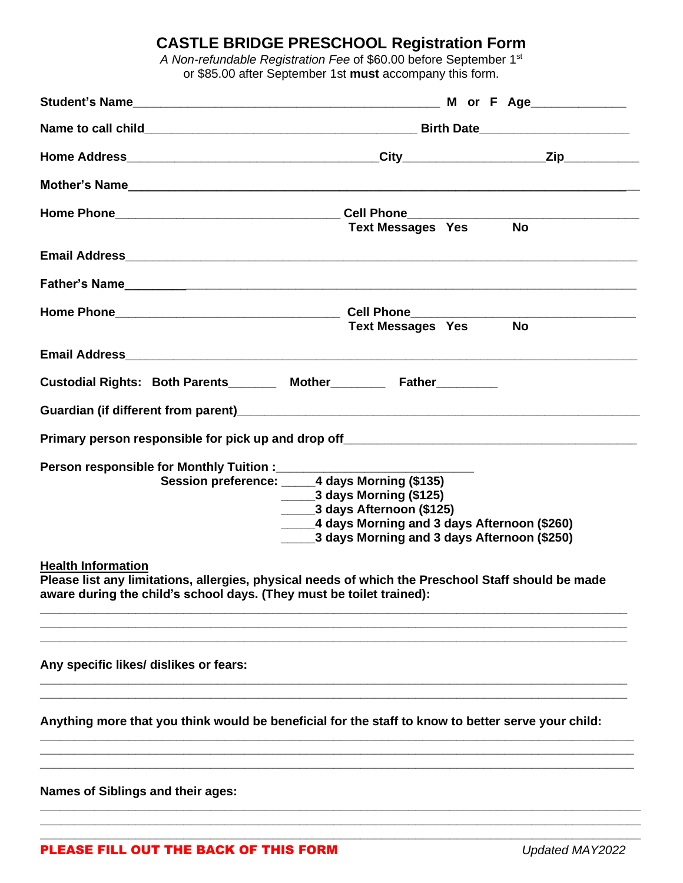# CASTLE BRIDGE PRESCHOOL Registration Form

*A Non-refundable Registration Fee* of $60.00 before September 1st or $85.00 after September 1st **must** accompany this form.

**Student's Name**_______________________________________________ **M or F Age**_____________

**Name to call child**__________________________________________ **Birth Date**_____________________

**Home Address**____________________________________**City**___________________**Zip**__________

**Mother's Name**___________________________________________________________________________

**Home Phone**_________________________________ **Cell Phone**_______________________________
**Text Messages Yes No**

**Email Address**___________________________________________________________________________

**Father's Name**___________________________________________________________________________

**Home Phone**_________________________________ **Cell Phone**_______________________________
**Text Messages Yes No**

**Email Address**___________________________________________________________________________

**Custodial Rights: Both Parents**_______ **Mother**________ **Father**_________

**Guardian (if different from parent)**_______________________________________________________

**Primary person responsible for pick up and drop off**_____________________________________________

**Person responsible for Monthly Tuition :**______________________________

**Session preference:**
- _____**4 days Morning ($135)**
- _____**3 days Morning ($125)**
- _____**3 days Afternoon ($125)**
- _____**4 days Morning and 3 days Afternoon ($260)**
- _____**3 days Morning and 3 days Afternoon ($250)**

**Health Information**

**Please list any limitations, allergies, physical needs of which the Preschool Staff should be made aware during the child's school days. (They must be toilet trained):**

___________________________________________________________________________________________
___________________________________________________________________________________________
___________________________________________________________________________________________

**Any specific likes/ dislikes or fears:**

___________________________________________________________________________________________
___________________________________________________________________________________________

**Anything more that you think would be beneficial for the staff to know to better serve your child:**

___________________________________________________________________________________________
___________________________________________________________________________________________
___________________________________________________________________________________________

**Names of Siblings and their ages:**

___________________________________________________________________________________________
___________________________________________________________________________________________
___________________________________________________________________________________________

**PLEASE FILL OUT THE BACK OF THIS FORM**

*Updated MAY2022*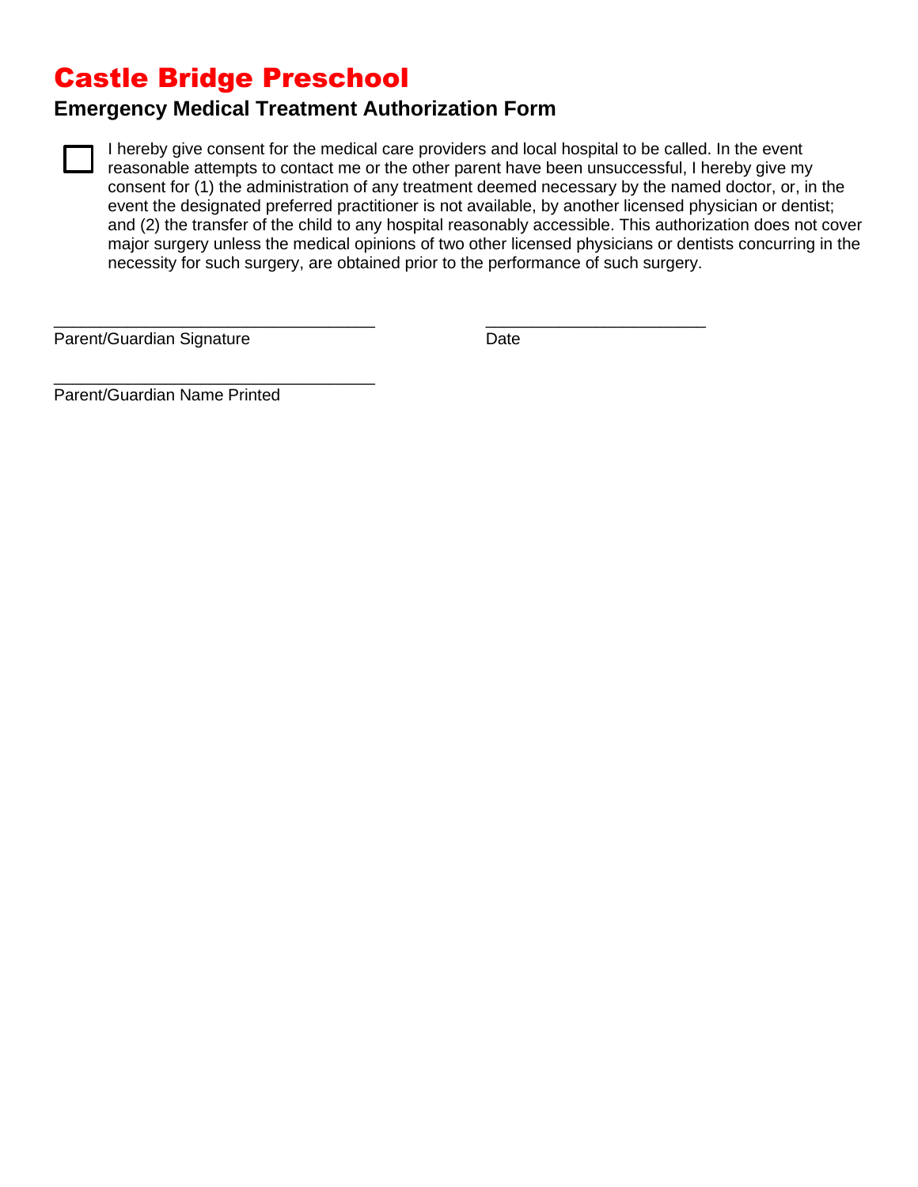# Castle Bridge Preschool

## Emergency Medical Treatment Authorization Form

☐ I hereby give consent for the medical care providers and local hospital to be called. In the event reasonable attempts to contact me or the other parent have been unsuccessful, I hereby give my consent for (1) the administration of any treatment deemed necessary by the named doctor, or, in the event the designated preferred practitioner is not available, by another licensed physician or dentist; and (2) the transfer of the child to any hospital reasonably accessible. This authorization does not cover major surgery unless the medical opinions of two other licensed physicians or dentists concurring in the necessity for such surgery, are obtained prior to the performance of such surgery.

___________________________________ ________________________

Parent/Guardian Signature Date

___________________________________

Parent/Guardian Name Printed